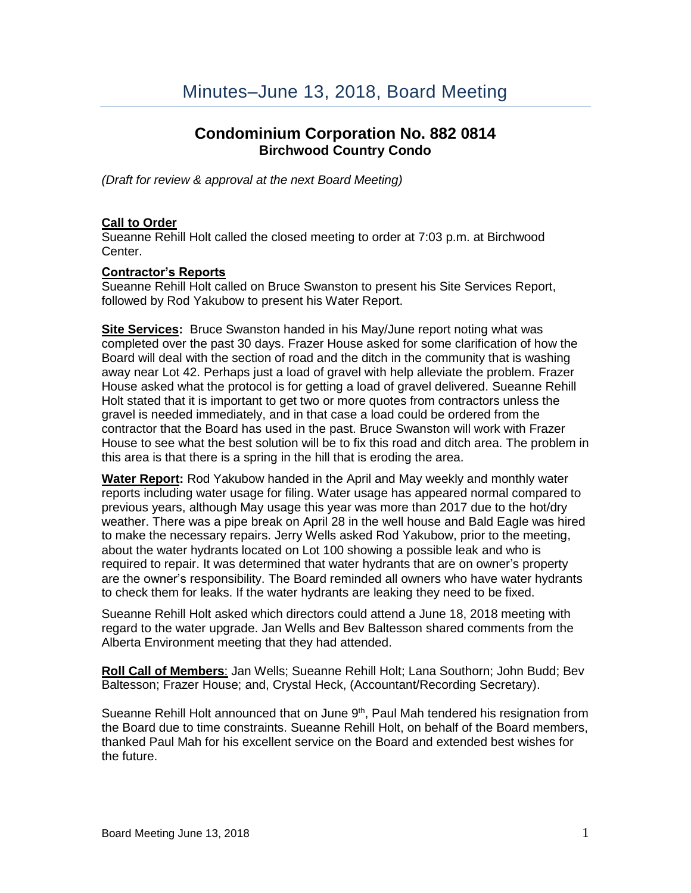# Minutes–June 13, 2018, Board Meeting

## Condominium Corporation No. 882 0814
### Birchwood Country Condo

*(Draft for review & approval at the next Board Meeting)*

**Call to Order**

Sueanne Rehill Holt called the closed meeting to order at 7:03 p.m. at Birchwood Center.

**Contractor's Reports**

Sueanne Rehill Holt called on Bruce Swanston to present his Site Services Report, followed by Rod Yakubow to present his Water Report.

**Site Services:** Bruce Swanston handed in his May/June report noting what was completed over the past 30 days. Frazer House asked for some clarification of how the Board will deal with the section of road and the ditch in the community that is washing away near Lot 42. Perhaps just a load of gravel with help alleviate the problem. Frazer House asked what the protocol is for getting a load of gravel delivered. Sueanne Rehill Holt stated that it is important to get two or more quotes from contractors unless the gravel is needed immediately, and in that case a load could be ordered from the contractor that the Board has used in the past. Bruce Swanston will work with Frazer House to see what the best solution will be to fix this road and ditch area. The problem in this area is that there is a spring in the hill that is eroding the area.

**Water Report:** Rod Yakubow handed in the April and May weekly and monthly water reports including water usage for filing. Water usage has appeared normal compared to previous years, although May usage this year was more than 2017 due to the hot/dry weather. There was a pipe break on April 28 in the well house and Bald Eagle was hired to make the necessary repairs. Jerry Wells asked Rod Yakubow, prior to the meeting, about the water hydrants located on Lot 100 showing a possible leak and who is required to repair. It was determined that water hydrants that are on owner's property are the owner's responsibility. The Board reminded all owners who have water hydrants to check them for leaks. If the water hydrants are leaking they need to be fixed.

Sueanne Rehill Holt asked which directors could attend a June 18, 2018 meeting with regard to the water upgrade. Jan Wells and Bev Baltesson shared comments from the Alberta Environment meeting that they had attended.

**Roll Call of Members**: Jan Wells; Sueanne Rehill Holt; Lana Southorn; John Budd; Bev Baltesson; Frazer House; and, Crystal Heck, (Accountant/Recording Secretary).

Sueanne Rehill Holt announced that on June 9th, Paul Mah tendered his resignation from the Board due to time constraints. Sueanne Rehill Holt, on behalf of the Board members, thanked Paul Mah for his excellent service on the Board and extended best wishes for the future.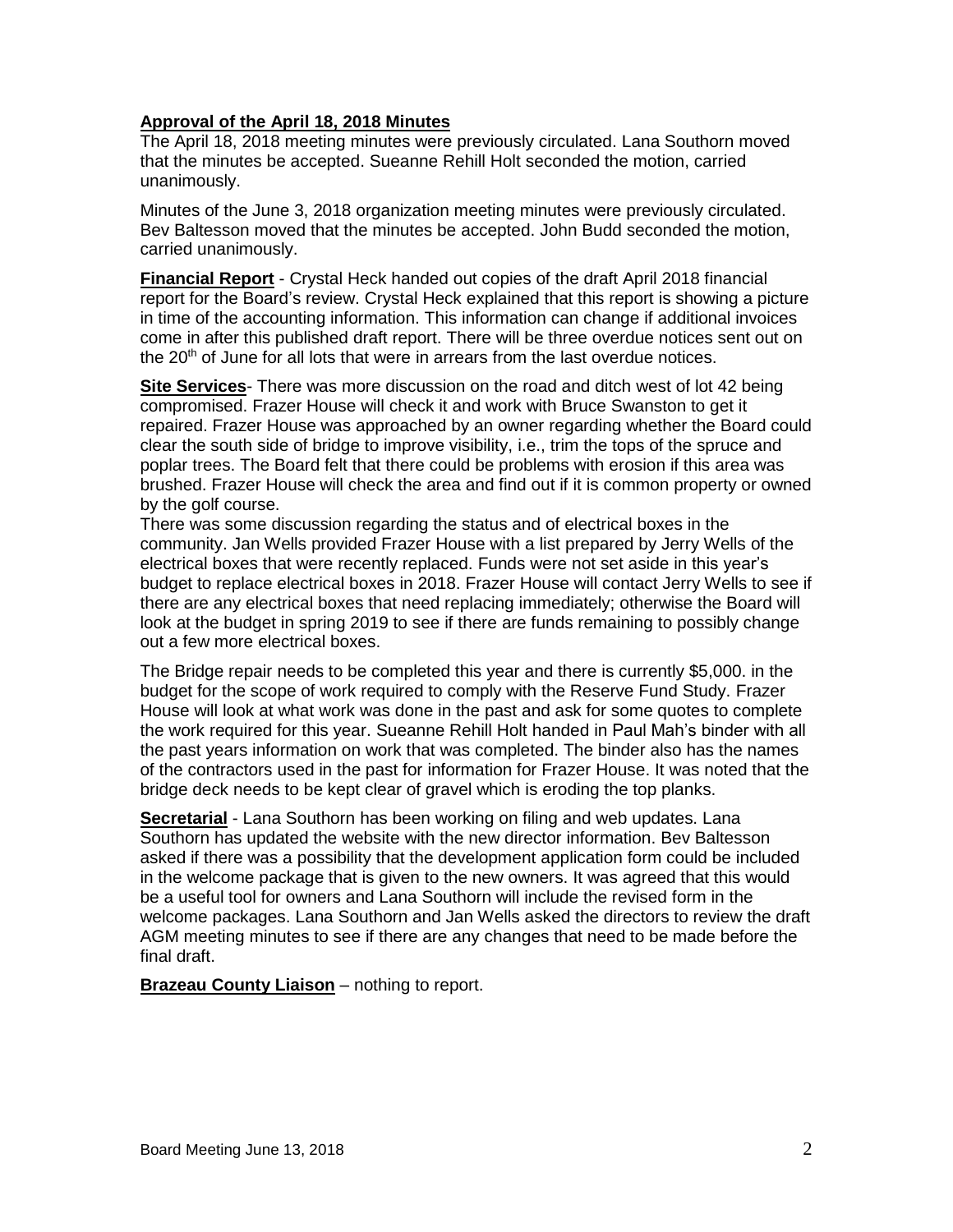**Approval of the April 18, 2018 Minutes**

The April 18, 2018 meeting minutes were previously circulated. Lana Southorn moved that the minutes be accepted. Sueanne Rehill Holt seconded the motion, carried unanimously.

Minutes of the June 3, 2018 organization meeting minutes were previously circulated. Bev Baltesson moved that the minutes be accepted. John Budd seconded the motion, carried unanimously.

**Financial Report** - Crystal Heck handed out copies of the draft April 2018 financial report for the Board's review. Crystal Heck explained that this report is showing a picture in time of the accounting information. This information can change if additional invoices come in after this published draft report. There will be three overdue notices sent out on the 20th of June for all lots that were in arrears from the last overdue notices.

**Site Services**- There was more discussion on the road and ditch west of lot 42 being compromised. Frazer House will check it and work with Bruce Swanston to get it repaired. Frazer House was approached by an owner regarding whether the Board could clear the south side of bridge to improve visibility, i.e., trim the tops of the spruce and poplar trees. The Board felt that there could be problems with erosion if this area was brushed. Frazer House will check the area and find out if it is common property or owned by the golf course.

There was some discussion regarding the status and of electrical boxes in the community. Jan Wells provided Frazer House with a list prepared by Jerry Wells of the electrical boxes that were recently replaced. Funds were not set aside in this year's budget to replace electrical boxes in 2018. Frazer House will contact Jerry Wells to see if there are any electrical boxes that need replacing immediately; otherwise the Board will look at the budget in spring 2019 to see if there are funds remaining to possibly change out a few more electrical boxes.

The Bridge repair needs to be completed this year and there is currently $5,000. in the budget for the scope of work required to comply with the Reserve Fund Study. Frazer House will look at what work was done in the past and ask for some quotes to complete the work required for this year. Sueanne Rehill Holt handed in Paul Mah's binder with all the past years information on work that was completed. The binder also has the names of the contractors used in the past for information for Frazer House. It was noted that the bridge deck needs to be kept clear of gravel which is eroding the top planks.

**Secretarial** - Lana Southorn has been working on filing and web updates. Lana Southorn has updated the website with the new director information. Bev Baltesson asked if there was a possibility that the development application form could be included in the welcome package that is given to the new owners. It was agreed that this would be a useful tool for owners and Lana Southorn will include the revised form in the welcome packages. Lana Southorn and Jan Wells asked the directors to review the draft AGM meeting minutes to see if there are any changes that need to be made before the final draft.

**Brazeau County Liaison** – nothing to report.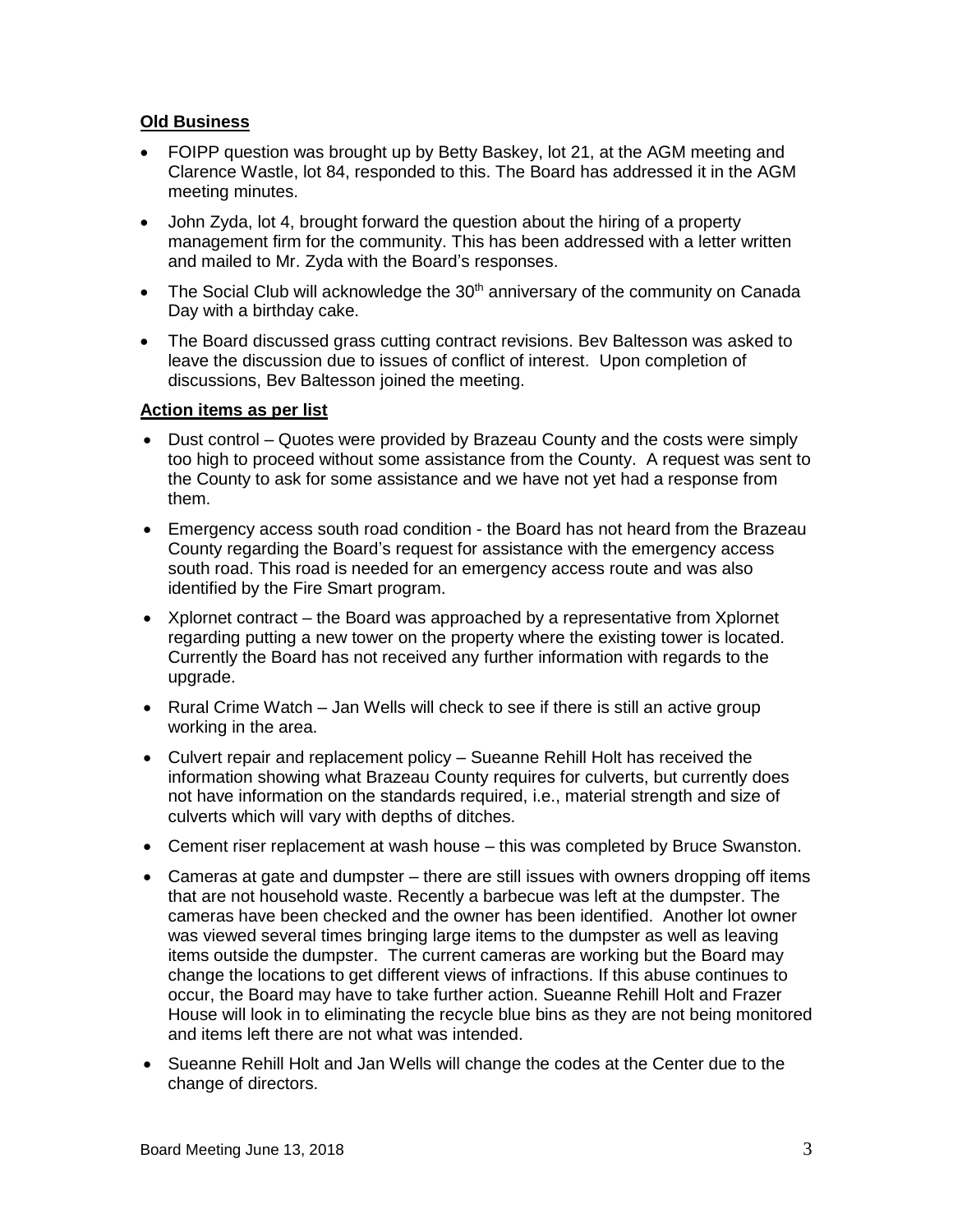## Old Business

- FOIPP question was brought up by Betty Baskey, lot 21, at the AGM meeting and Clarence Wastle, lot 84, responded to this. The Board has addressed it in the AGM meeting minutes.
- John Zyda, lot 4, brought forward the question about the hiring of a property management firm for the community. This has been addressed with a letter written and mailed to Mr. Zyda with the Board's responses.
- The Social Club will acknowledge the 30th anniversary of the community on Canada Day with a birthday cake.
- The Board discussed grass cutting contract revisions. Bev Baltesson was asked to leave the discussion due to issues of conflict of interest. Upon completion of discussions, Bev Baltesson joined the meeting.

## Action items as per list

- Dust control – Quotes were provided by Brazeau County and the costs were simply too high to proceed without some assistance from the County. A request was sent to the County to ask for some assistance and we have not yet had a response from them.
- Emergency access south road condition - the Board has not heard from the Brazeau County regarding the Board's request for assistance with the emergency access south road. This road is needed for an emergency access route and was also identified by the Fire Smart program.
- Xplornet contract – the Board was approached by a representative from Xplornet regarding putting a new tower on the property where the existing tower is located. Currently the Board has not received any further information with regards to the upgrade.
- Rural Crime Watch – Jan Wells will check to see if there is still an active group working in the area.
- Culvert repair and replacement policy – Sueanne Rehill Holt has received the information showing what Brazeau County requires for culverts, but currently does not have information on the standards required, i.e., material strength and size of culverts which will vary with depths of ditches.
- Cement riser replacement at wash house – this was completed by Bruce Swanston.
- Cameras at gate and dumpster – there are still issues with owners dropping off items that are not household waste. Recently a barbecue was left at the dumpster. The cameras have been checked and the owner has been identified. Another lot owner was viewed several times bringing large items to the dumpster as well as leaving items outside the dumpster. The current cameras are working but the Board may change the locations to get different views of infractions. If this abuse continues to occur, the Board may have to take further action. Sueanne Rehill Holt and Frazer House will look in to eliminating the recycle blue bins as they are not being monitored and items left there are not what was intended.
- Sueanne Rehill Holt and Jan Wells will change the codes at the Center due to the change of directors.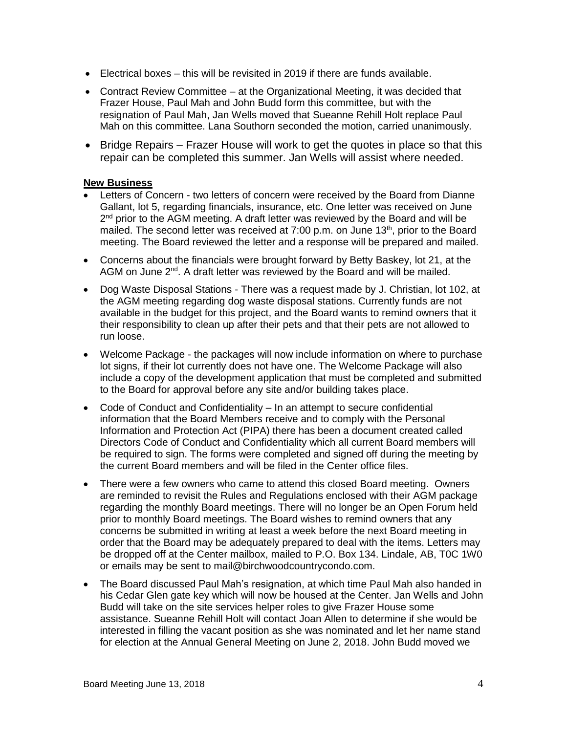- Electrical boxes – this will be revisited in 2019 if there are funds available.
- Contract Review Committee – at the Organizational Meeting, it was decided that Frazer House, Paul Mah and John Budd form this committee, but with the resignation of Paul Mah, Jan Wells moved that Sueanne Rehill Holt replace Paul Mah on this committee. Lana Southorn seconded the motion, carried unanimously.
- Bridge Repairs – Frazer House will work to get the quotes in place so that this repair can be completed this summer. Jan Wells will assist where needed.

**New Business**

- Letters of Concern - two letters of concern were received by the Board from Dianne Gallant, lot 5, regarding financials, insurance, etc. One letter was received on June 2nd prior to the AGM meeting. A draft letter was reviewed by the Board and will be mailed. The second letter was received at 7:00 p.m. on June 13th, prior to the Board meeting. The Board reviewed the letter and a response will be prepared and mailed.
- Concerns about the financials were brought forward by Betty Baskey, lot 21, at the AGM on June 2nd. A draft letter was reviewed by the Board and will be mailed.
- Dog Waste Disposal Stations - There was a request made by J. Christian, lot 102, at the AGM meeting regarding dog waste disposal stations. Currently funds are not available in the budget for this project, and the Board wants to remind owners that it their responsibility to clean up after their pets and that their pets are not allowed to run loose.
- Welcome Package - the packages will now include information on where to purchase lot signs, if their lot currently does not have one. The Welcome Package will also include a copy of the development application that must be completed and submitted to the Board for approval before any site and/or building takes place.
- Code of Conduct and Confidentiality – In an attempt to secure confidential information that the Board Members receive and to comply with the Personal Information and Protection Act (PIPA) there has been a document created called Directors Code of Conduct and Confidentiality which all current Board members will be required to sign. The forms were completed and signed off during the meeting by the current Board members and will be filed in the Center office files.
- There were a few owners who came to attend this closed Board meeting. Owners are reminded to revisit the Rules and Regulations enclosed with their AGM package regarding the monthly Board meetings. There will no longer be an Open Forum held prior to monthly Board meetings. The Board wishes to remind owners that any concerns be submitted in writing at least a week before the next Board meeting in order that the Board may be adequately prepared to deal with the items. Letters may be dropped off at the Center mailbox, mailed to P.O. Box 134. Lindale, AB, T0C 1W0 or emails may be sent to mail@birchwoodcountrycondo.com.
- The Board discussed Paul Mah's resignation, at which time Paul Mah also handed in his Cedar Glen gate key which will now be housed at the Center. Jan Wells and John Budd will take on the site services helper roles to give Frazer House some assistance. Sueanne Rehill Holt will contact Joan Allen to determine if she would be interested in filling the vacant position as she was nominated and let her name stand for election at the Annual General Meeting on June 2, 2018. John Budd moved we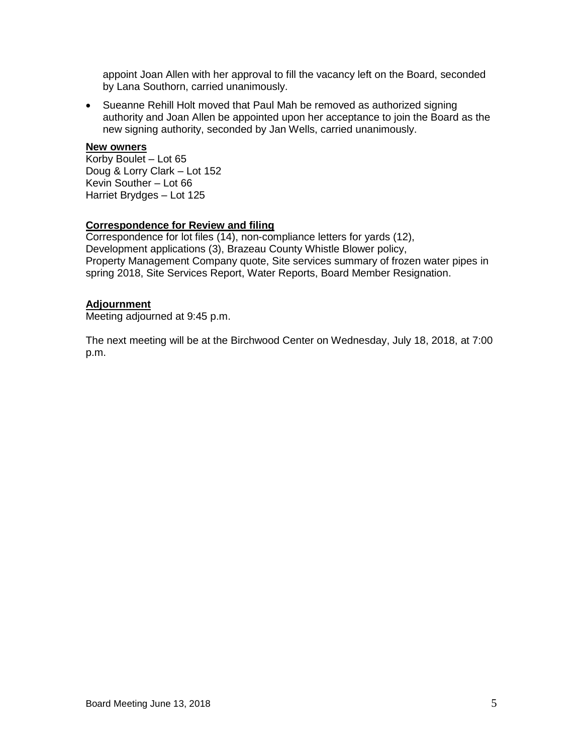appoint Joan Allen with her approval to fill the vacancy left on the Board, seconded by Lana Southorn, carried unanimously.

- Sueanne Rehill Holt moved that Paul Mah be removed as authorized signing authority and Joan Allen be appointed upon her acceptance to join the Board as the new signing authority, seconded by Jan Wells, carried unanimously.

**New owners**

Korby Boulet – Lot 65
Doug & Lorry Clark – Lot 152
Kevin Souther – Lot 66
Harriet Brydges – Lot 125

**Correspondence for Review and filing**

Correspondence for lot files (14), non-compliance letters for yards (12), Development applications (3), Brazeau County Whistle Blower policy, Property Management Company quote, Site services summary of frozen water pipes in spring 2018, Site Services Report, Water Reports, Board Member Resignation.

**Adjournment**

Meeting adjourned at 9:45 p.m.

The next meeting will be at the Birchwood Center on Wednesday, July 18, 2018, at 7:00 p.m.